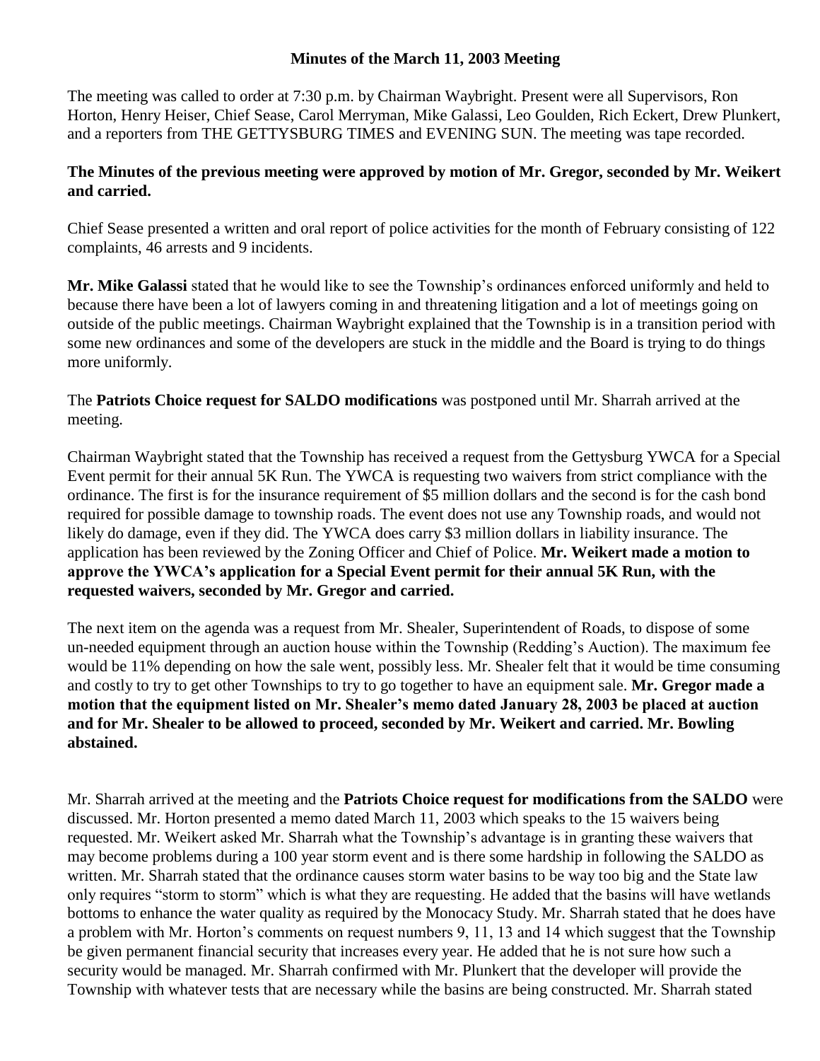# Minutes of the March 11, 2003 Meeting

The meeting was called to order at 7:30 p.m. by Chairman Waybright. Present were all Supervisors, Ron Horton, Henry Heiser, Chief Sease, Carol Merryman, Mike Galassi, Leo Goulden, Rich Eckert, Drew Plunkert, and a reporters from THE GETTYSBURG TIMES and EVENING SUN. The meeting was tape recorded.

**The Minutes of the previous meeting were approved by motion of Mr. Gregor, seconded by Mr. Weikert and carried.**

Chief Sease presented a written and oral report of police activities for the month of February consisting of 122 complaints, 46 arrests and 9 incidents.

**Mr. Mike Galassi** stated that he would like to see the Township's ordinances enforced uniformly and held to because there have been a lot of lawyers coming in and threatening litigation and a lot of meetings going on outside of the public meetings. Chairman Waybright explained that the Township is in a transition period with some new ordinances and some of the developers are stuck in the middle and the Board is trying to do things more uniformly.

The **Patriots Choice request for SALDO modifications** was postponed until Mr. Sharrah arrived at the meeting.

Chairman Waybright stated that the Township has received a request from the Gettysburg YWCA for a Special Event permit for their annual 5K Run. The YWCA is requesting two waivers from strict compliance with the ordinance. The first is for the insurance requirement of \$5 million dollars and the second is for the cash bond required for possible damage to township roads. The event does not use any Township roads, and would not likely do damage, even if they did. The YWCA does carry \$3 million dollars in liability insurance. The application has been reviewed by the Zoning Officer and Chief of Police. **Mr. Weikert made a motion to approve the YWCA's application for a Special Event permit for their annual 5K Run, with the requested waivers, seconded by Mr. Gregor and carried.**

The next item on the agenda was a request from Mr. Shealer, Superintendent of Roads, to dispose of some un-needed equipment through an auction house within the Township (Redding's Auction). The maximum fee would be 11% depending on how the sale went, possibly less. Mr. Shealer felt that it would be time consuming and costly to try to get other Townships to try to go together to have an equipment sale. **Mr. Gregor made a motion that the equipment listed on Mr. Shealer's memo dated January 28, 2003 be placed at auction and for Mr. Shealer to be allowed to proceed, seconded by Mr. Weikert and carried. Mr. Bowling abstained.**

Mr. Sharrah arrived at the meeting and the **Patriots Choice request for modifications from the SALDO** were discussed. Mr. Horton presented a memo dated March 11, 2003 which speaks to the 15 waivers being requested. Mr. Weikert asked Mr. Sharrah what the Township's advantage is in granting these waivers that may become problems during a 100 year storm event and is there some hardship in following the SALDO as written. Mr. Sharrah stated that the ordinance causes storm water basins to be way too big and the State law only requires "storm to storm" which is what they are requesting. He added that the basins will have wetlands bottoms to enhance the water quality as required by the Monocacy Study. Mr. Sharrah stated that he does have a problem with Mr. Horton's comments on request numbers 9, 11, 13 and 14 which suggest that the Township be given permanent financial security that increases every year. He added that he is not sure how such a security would be managed. Mr. Sharrah confirmed with Mr. Plunkert that the developer will provide the Township with whatever tests that are necessary while the basins are being constructed. Mr. Sharrah stated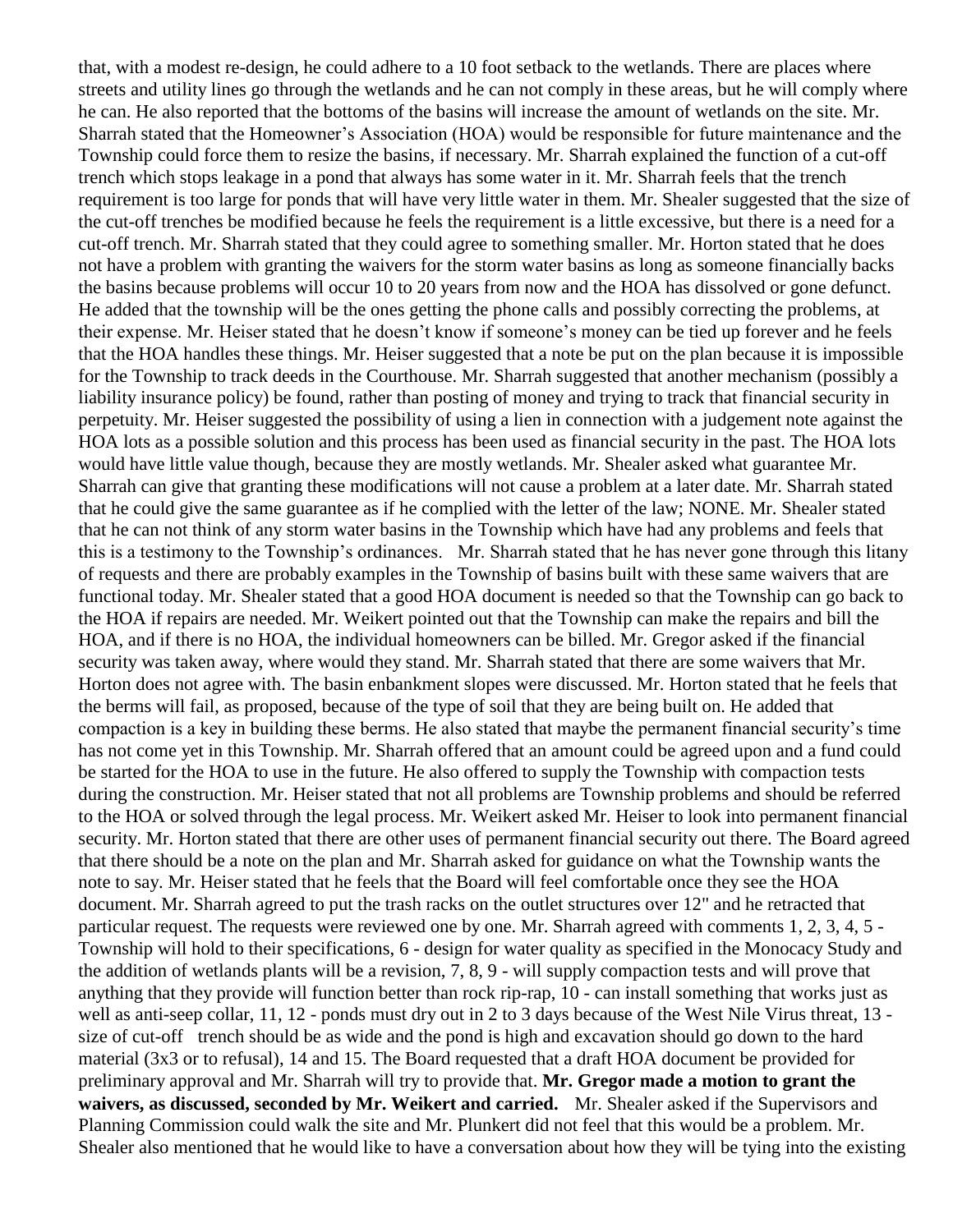that, with a modest re-design, he could adhere to a 10 foot setback to the wetlands. There are places where streets and utility lines go through the wetlands and he can not comply in these areas, but he will comply where he can. He also reported that the bottoms of the basins will increase the amount of wetlands on the site. Mr. Sharrah stated that the Homeowner's Association (HOA) would be responsible for future maintenance and the Township could force them to resize the basins, if necessary. Mr. Sharrah explained the function of a cut-off trench which stops leakage in a pond that always has some water in it. Mr. Sharrah feels that the trench requirement is too large for ponds that will have very little water in them. Mr. Shealer suggested that the size of the cut-off trenches be modified because he feels the requirement is a little excessive, but there is a need for a cut-off trench. Mr. Sharrah stated that they could agree to something smaller. Mr. Horton stated that he does not have a problem with granting the waivers for the storm water basins as long as someone financially backs the basins because problems will occur 10 to 20 years from now and the HOA has dissolved or gone defunct. He added that the township will be the ones getting the phone calls and possibly correcting the problems, at their expense. Mr. Heiser stated that he doesn't know if someone's money can be tied up forever and he feels that the HOA handles these things. Mr. Heiser suggested that a note be put on the plan because it is impossible for the Township to track deeds in the Courthouse. Mr. Sharrah suggested that another mechanism (possibly a liability insurance policy) be found, rather than posting of money and trying to track that financial security in perpetuity. Mr. Heiser suggested the possibility of using a lien in connection with a judgement note against the HOA lots as a possible solution and this process has been used as financial security in the past. The HOA lots would have little value though, because they are mostly wetlands. Mr. Shealer asked what guarantee Mr. Sharrah can give that granting these modifications will not cause a problem at a later date. Mr. Sharrah stated that he could give the same guarantee as if he complied with the letter of the law; NONE. Mr. Shealer stated that he can not think of any storm water basins in the Township which have had any problems and feels that this is a testimony to the Township's ordinances. Mr. Sharrah stated that he has never gone through this litany of requests and there are probably examples in the Township of basins built with these same waivers that are functional today. Mr. Shealer stated that a good HOA document is needed so that the Township can go back to the HOA if repairs are needed. Mr. Weikert pointed out that the Township can make the repairs and bill the HOA, and if there is no HOA, the individual homeowners can be billed. Mr. Gregor asked if the financial security was taken away, where would they stand. Mr. Sharrah stated that there are some waivers that Mr. Horton does not agree with. The basin enbankment slopes were discussed. Mr. Horton stated that he feels that the berms will fail, as proposed, because of the type of soil that they are being built on. He added that compaction is a key in building these berms. He also stated that maybe the permanent financial security's time has not come yet in this Township. Mr. Sharrah offered that an amount could be agreed upon and a fund could be started for the HOA to use in the future. He also offered to supply the Township with compaction tests during the construction. Mr. Heiser stated that not all problems are Township problems and should be referred to the HOA or solved through the legal process. Mr. Weikert asked Mr. Heiser to look into permanent financial security. Mr. Horton stated that there are other uses of permanent financial security out there. The Board agreed that there should be a note on the plan and Mr. Sharrah asked for guidance on what the Township wants the note to say. Mr. Heiser stated that he feels that the Board will feel comfortable once they see the HOA document. Mr. Sharrah agreed to put the trash racks on the outlet structures over 12" and he retracted that particular request. The requests were reviewed one by one. Mr. Sharrah agreed with comments 1, 2, 3, 4, 5 - Township will hold to their specifications, 6 - design for water quality as specified in the Monocacy Study and the addition of wetlands plants will be a revision, 7, 8, 9 - will supply compaction tests and will prove that anything that they provide will function better than rock rip-rap, 10 - can install something that works just as well as anti-seep collar, 11, 12 - ponds must dry out in 2 to 3 days because of the West Nile Virus threat, 13 - size of cut-off trench should be as wide and the pond is high and excavation should go down to the hard material (3x3 or to refusal), 14 and 15. The Board requested that a draft HOA document be provided for preliminary approval and Mr. Sharrah will try to provide that. **Mr. Gregor made a motion to grant the waivers, as discussed, seconded by Mr. Weikert and carried.** Mr. Shealer asked if the Supervisors and Planning Commission could walk the site and Mr. Plunkert did not feel that this would be a problem. Mr. Shealer also mentioned that he would like to have a conversation about how they will be tying into the existing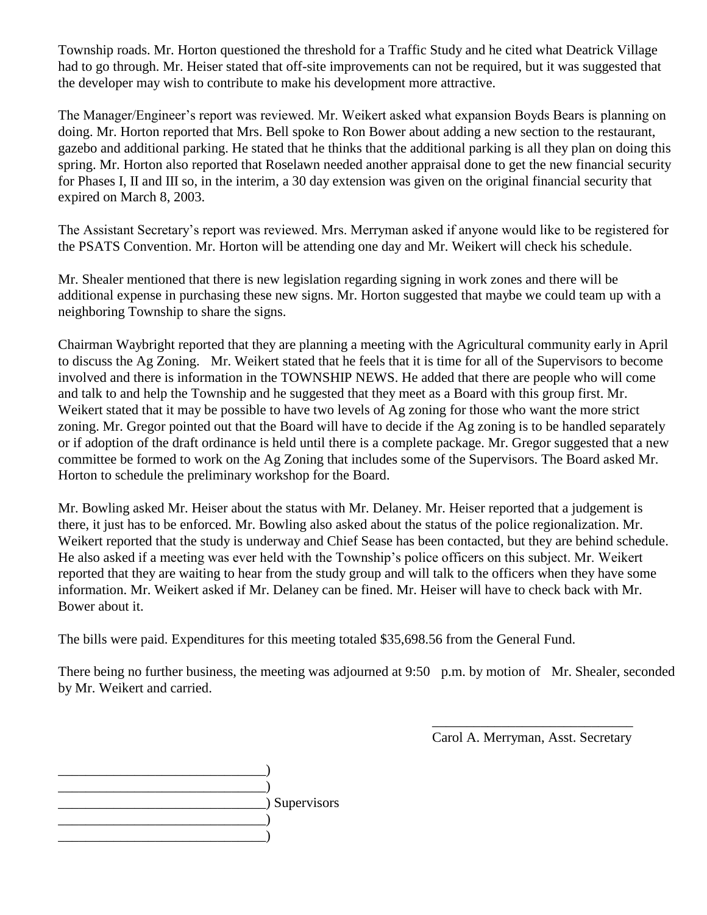Township roads. Mr. Horton questioned the threshold for a Traffic Study and he cited what Deatrick Village had to go through. Mr. Heiser stated that off-site improvements can not be required, but it was suggested that the developer may wish to contribute to make his development more attractive.

The Manager/Engineer's report was reviewed. Mr. Weikert asked what expansion Boyds Bears is planning on doing. Mr. Horton reported that Mrs. Bell spoke to Ron Bower about adding a new section to the restaurant, gazebo and additional parking. He stated that he thinks that the additional parking is all they plan on doing this spring. Mr. Horton also reported that Roselawn needed another appraisal done to get the new financial security for Phases I, II and III so, in the interim, a 30 day extension was given on the original financial security that expired on March 8, 2003.

The Assistant Secretary's report was reviewed. Mrs. Merryman asked if anyone would like to be registered for the PSATS Convention. Mr. Horton will be attending one day and Mr. Weikert will check his schedule.

Mr. Shealer mentioned that there is new legislation regarding signing in work zones and there will be additional expense in purchasing these new signs. Mr. Horton suggested that maybe we could team up with a neighboring Township to share the signs.

Chairman Waybright reported that they are planning a meeting with the Agricultural community early in April to discuss the Ag Zoning. Mr. Weikert stated that he feels that it is time for all of the Supervisors to become involved and there is information in the TOWNSHIP NEWS. He added that there are people who will come and talk to and help the Township and he suggested that they meet as a Board with this group first. Mr. Weikert stated that it may be possible to have two levels of Ag zoning for those who want the more strict zoning. Mr. Gregor pointed out that the Board will have to decide if the Ag zoning is to be handled separately or if adoption of the draft ordinance is held until there is a complete package. Mr. Gregor suggested that a new committee be formed to work on the Ag Zoning that includes some of the Supervisors. The Board asked Mr. Horton to schedule the preliminary workshop for the Board.

Mr. Bowling asked Mr. Heiser about the status with Mr. Delaney. Mr. Heiser reported that a judgement is there, it just has to be enforced. Mr. Bowling also asked about the status of the police regionalization. Mr. Weikert reported that the study is underway and Chief Sease has been contacted, but they are behind schedule. He also asked if a meeting was ever held with the Township's police officers on this subject. Mr. Weikert reported that they are waiting to hear from the study group and will talk to the officers when they have some information. Mr. Weikert asked if Mr. Delaney can be fined. Mr. Heiser will have to check back with Mr. Bower about it.

The bills were paid. Expenditures for this meeting totaled $35,698.56 from the General Fund.

There being no further business, the meeting was adjourned at 9:50 p.m. by motion of Mr. Shealer, seconded by Mr. Weikert and carried.

______________________________
Carol A. Merryman, Asst. Secretary

______________________________)
______________________________)
______________________________) Supervisors
______________________________)
______________________________)